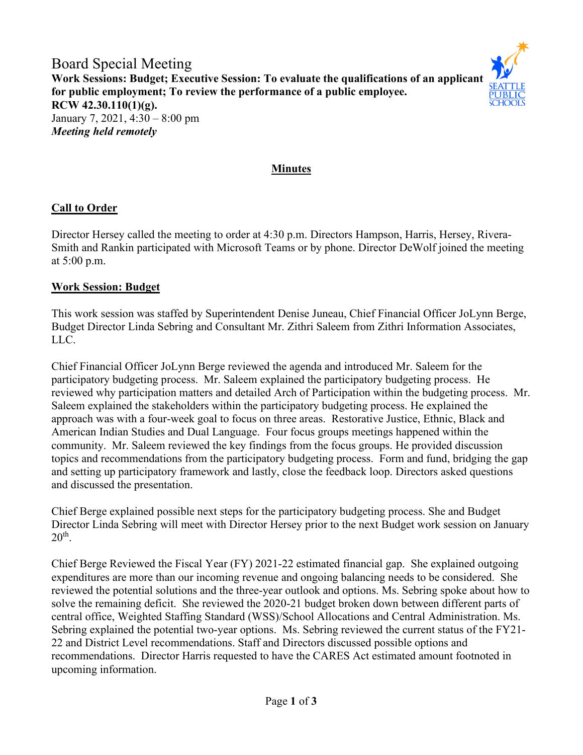# Board Special Meeting

**Work Sessions: Budget; Executive Session: To evaluate the qualifications of an applicant for public employment; To review the performance of a public employee. RCW 42.30.110(1)(g).**

January 7, 2021, 4:30 – 8:00 pm

***Meeting held remotely***

## Minutes

### Call to Order

Director Hersey called the meeting to order at 4:30 p.m. Directors Hampson, Harris, Hersey, Rivera-Smith and Rankin participated with Microsoft Teams or by phone. Director DeWolf joined the meeting at 5:00 p.m.

### Work Session: Budget

This work session was staffed by Superintendent Denise Juneau, Chief Financial Officer JoLynn Berge, Budget Director Linda Sebring and Consultant Mr. Zithri Saleem from Zithri Information Associates, LLC.

Chief Financial Officer JoLynn Berge reviewed the agenda and introduced Mr. Saleem for the participatory budgeting process. Mr. Saleem explained the participatory budgeting process. He reviewed why participation matters and detailed Arch of Participation within the budgeting process. Mr. Saleem explained the stakeholders within the participatory budgeting process. He explained the approach was with a four-week goal to focus on three areas. Restorative Justice, Ethnic, Black and American Indian Studies and Dual Language. Four focus groups meetings happened within the community. Mr. Saleem reviewed the key findings from the focus groups. He provided discussion topics and recommendations from the participatory budgeting process. Form and fund, bridging the gap and setting up participatory framework and lastly, close the feedback loop. Directors asked questions and discussed the presentation.

Chief Berge explained possible next steps for the participatory budgeting process. She and Budget Director Linda Sebring will meet with Director Hersey prior to the next Budget work session on January 20th.

Chief Berge Reviewed the Fiscal Year (FY) 2021-22 estimated financial gap. She explained outgoing expenditures are more than our incoming revenue and ongoing balancing needs to be considered. She reviewed the potential solutions and the three-year outlook and options. Ms. Sebring spoke about how to solve the remaining deficit. She reviewed the 2020-21 budget broken down between different parts of central office, Weighted Staffing Standard (WSS)/School Allocations and Central Administration. Ms. Sebring explained the potential two-year options. Ms. Sebring reviewed the current status of the FY21-22 and District Level recommendations. Staff and Directors discussed possible options and recommendations. Director Harris requested to have the CARES Act estimated amount footnoted in upcoming information.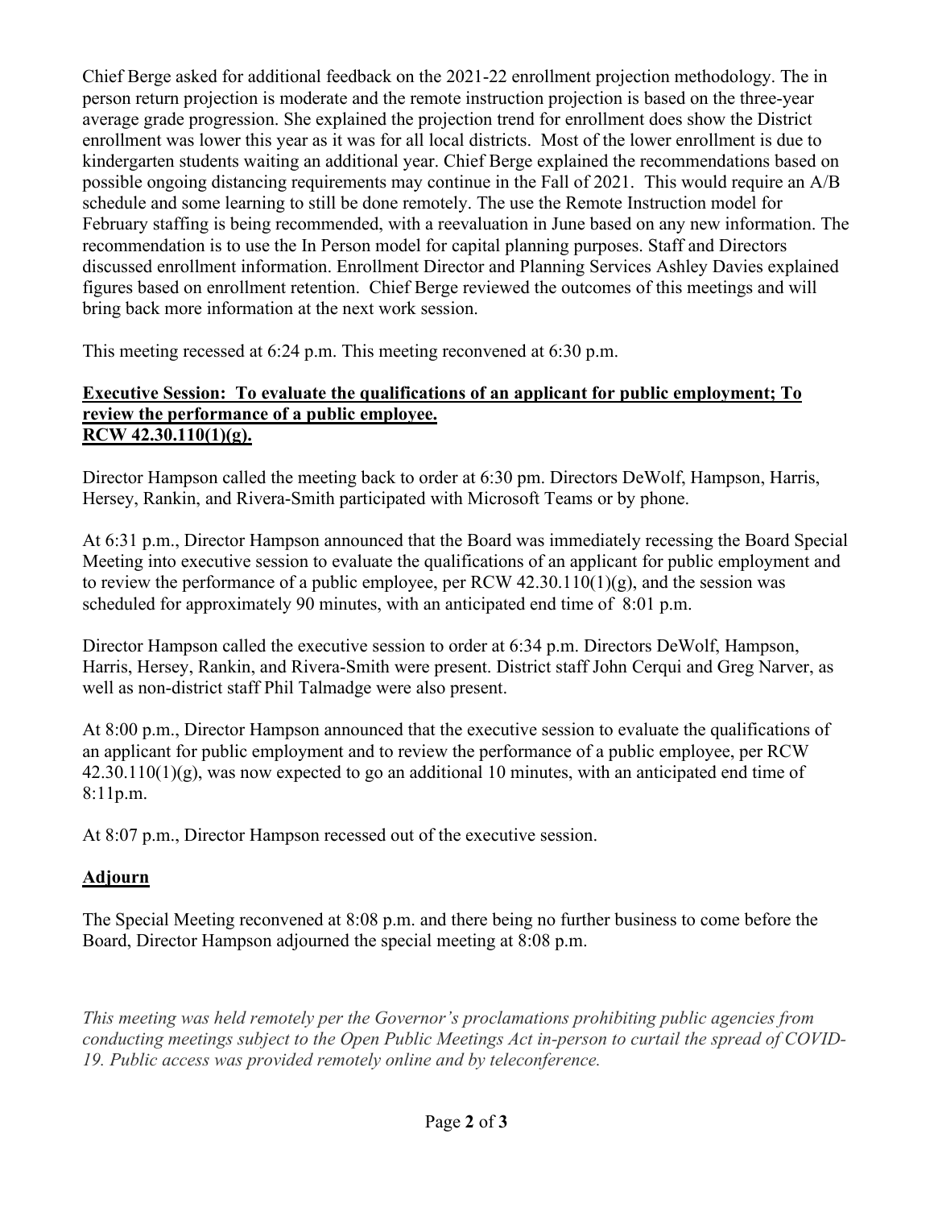Chief Berge asked for additional feedback on the 2021-22 enrollment projection methodology. The in person return projection is moderate and the remote instruction projection is based on the three-year average grade progression. She explained the projection trend for enrollment does show the District enrollment was lower this year as it was for all local districts. Most of the lower enrollment is due to kindergarten students waiting an additional year. Chief Berge explained the recommendations based on possible ongoing distancing requirements may continue in the Fall of 2021. This would require an A/B schedule and some learning to still be done remotely. The use the Remote Instruction model for February staffing is being recommended, with a reevaluation in June based on any new information. The recommendation is to use the In Person model for capital planning purposes. Staff and Directors discussed enrollment information. Enrollment Director and Planning Services Ashley Davies explained figures based on enrollment retention. Chief Berge reviewed the outcomes of this meetings and will bring back more information at the next work session.

This meeting recessed at 6:24 p.m. This meeting reconvened at 6:30 p.m.

**Executive Session: To evaluate the qualifications of an applicant for public employment; To review the performance of a public employee. RCW 42.30.110(1)(g).**

Director Hampson called the meeting back to order at 6:30 pm. Directors DeWolf, Hampson, Harris, Hersey, Rankin, and Rivera-Smith participated with Microsoft Teams or by phone.

At 6:31 p.m., Director Hampson announced that the Board was immediately recessing the Board Special Meeting into executive session to evaluate the qualifications of an applicant for public employment and to review the performance of a public employee, per RCW 42.30.110(1)(g), and the session was scheduled for approximately 90 minutes, with an anticipated end time of 8:01 p.m.

Director Hampson called the executive session to order at 6:34 p.m. Directors DeWolf, Hampson, Harris, Hersey, Rankin, and Rivera-Smith were present. District staff John Cerqui and Greg Narver, as well as non-district staff Phil Talmadge were also present.

At 8:00 p.m., Director Hampson announced that the executive session to evaluate the qualifications of an applicant for public employment and to review the performance of a public employee, per RCW 42.30.110(1)(g), was now expected to go an additional 10 minutes, with an anticipated end time of 8:11p.m.

At 8:07 p.m., Director Hampson recessed out of the executive session.

**Adjourn**

The Special Meeting reconvened at 8:08 p.m. and there being no further business to come before the Board, Director Hampson adjourned the special meeting at 8:08 p.m.

*This meeting was held remotely per the Governor's proclamations prohibiting public agencies from conducting meetings subject to the Open Public Meetings Act in-person to curtail the spread of COVID-19. Public access was provided remotely online and by teleconference.*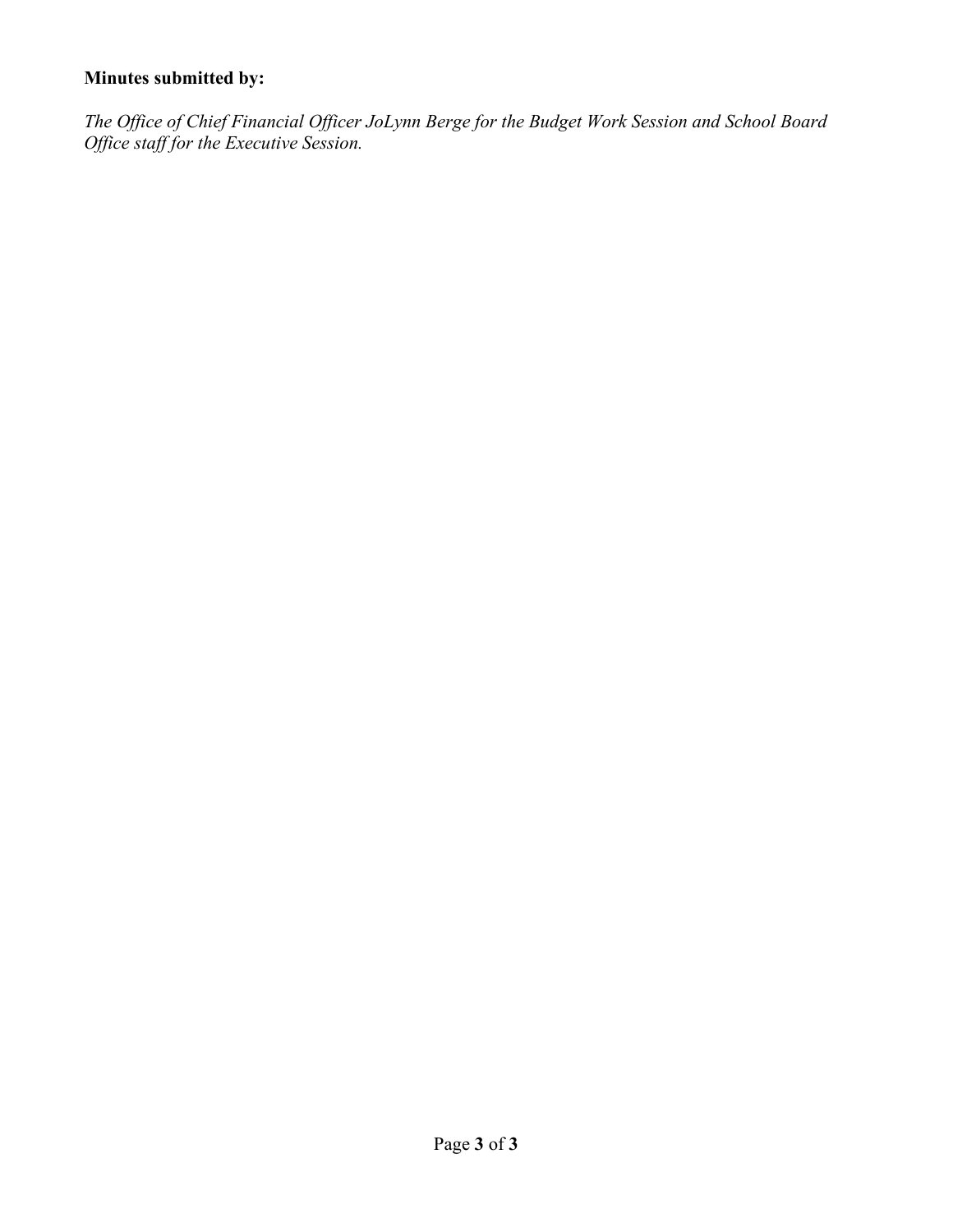**Minutes submitted by:**

*The Office of Chief Financial Officer JoLynn Berge for the Budget Work Session and School Board Office staff for the Executive Session.*